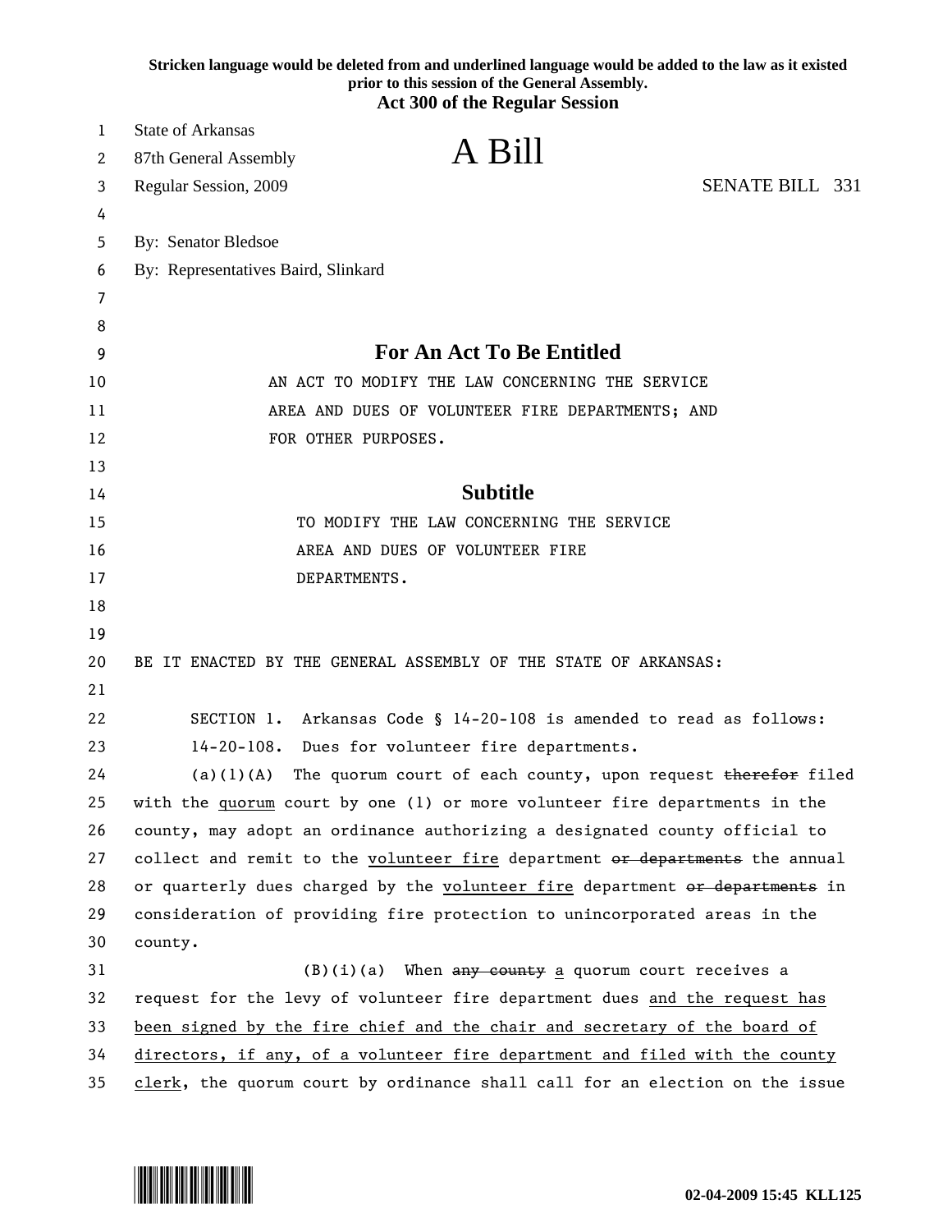**Stricken language would be deleted from and underlined language would be added to the law as it existed prior to this session of the General Assembly.**

**Act 300 of the Regular Session**

State of Arkansas
87th General Assembly
Regular Session, 2009

# A Bill

SENATE BILL 331

By: Senator Bledsoe

By: Representatives Baird, Slinkard

## For An Act To Be Entitled

AN ACT TO MODIFY THE LAW CONCERNING THE SERVICE AREA AND DUES OF VOLUNTEER FIRE DEPARTMENTS; AND FOR OTHER PURPOSES.

## Subtitle

TO MODIFY THE LAW CONCERNING THE SERVICE AREA AND DUES OF VOLUNTEER FIRE DEPARTMENTS.

BE IT ENACTED BY THE GENERAL ASSEMBLY OF THE STATE OF ARKANSAS:

SECTION 1. Arkansas Code § 14-20-108 is amended to read as follows:

14-20-108. Dues for volunteer fire departments.

(a)(1)(A) The quorum court of each county, upon request ~~therefor~~ filed with the <u>quorum</u> court by one (1) or more volunteer fire departments in the county, may adopt an ordinance authorizing a designated county official to collect and remit to the <u>volunteer fire</u> department ~~or departments~~ the annual or quarterly dues charged by the <u>volunteer fire</u> department ~~or departments~~ in consideration of providing fire protection to unincorporated areas in the county.

(B)(i)(a) When ~~any county~~ <u>a</u> quorum court receives a request for the levy of volunteer fire department dues <u>and the request has been signed by the fire chief and the chair and secretary of the board of directors, if any, of a volunteer fire department and filed with the county clerk</u>, the quorum court by ordinance shall call for an election on the issue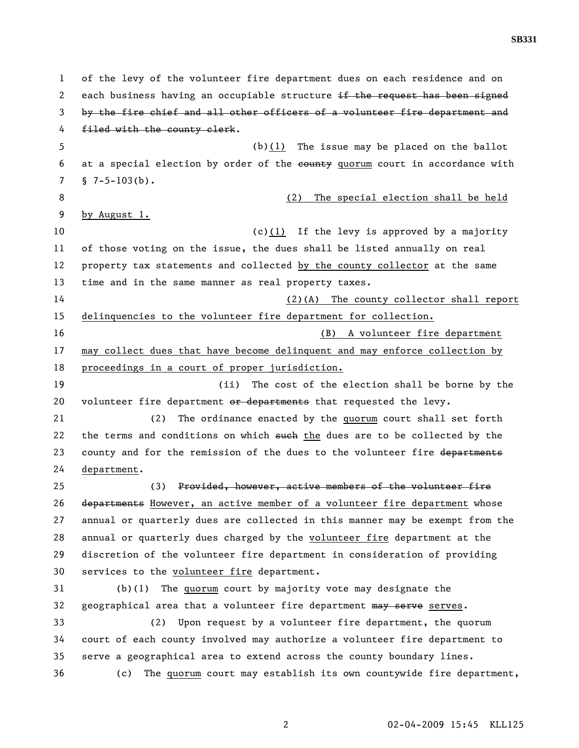of the levy of the volunteer fire department dues on each residence and on each business having an occupiable structure ~~if the request has been signed by the fire chief and all other officers of a volunteer fire department and filed with the county clerk~~.

(b)<u>(1)</u> The issue may be placed on the ballot at a special election by order of the ~~county~~ <u>quorum</u> court in accordance with § 7-5-103(b).

<u>(2) The special election shall be held by August 1.</u>

(c)<u>(1)</u> If the levy is approved by a majority of those voting on the issue, the dues shall be listed annually on real property tax statements and collected <u>by the county collector</u> at the same time and in the same manner as real property taxes.

<u>(2)(A) The county collector shall report delinquencies to the volunteer fire department for collection.</u>

<u>(B) A volunteer fire department may collect dues that have become delinquent and may enforce collection by proceedings in a court of proper jurisdiction.</u>

(ii) The cost of the election shall be borne by the volunteer fire department ~~or departments~~ that requested the levy.

(2) The ordinance enacted by the <u>quorum</u> court shall set forth the terms and conditions on which ~~such~~ <u>the</u> dues are to be collected by the county and for the remission of the dues to the volunteer fire ~~departments~~ <u>department</u>.

(3) ~~Provided, however, active members of the volunteer fire departments~~ <u>However, an active member of a volunteer fire department</u> whose annual or quarterly dues are collected in this manner may be exempt from the annual or quarterly dues charged by the <u>volunteer fire</u> department at the discretion of the volunteer fire department in consideration of providing services to the <u>volunteer fire</u> department.

(b)(1) The <u>quorum</u> court by majority vote may designate the geographical area that a volunteer fire department ~~may serve~~ <u>serves</u>.

(2) Upon request by a volunteer fire department, the quorum court of each county involved may authorize a volunteer fire department to serve a geographical area to extend across the county boundary lines.

(c) The <u>quorum</u> court may establish its own countywide fire department,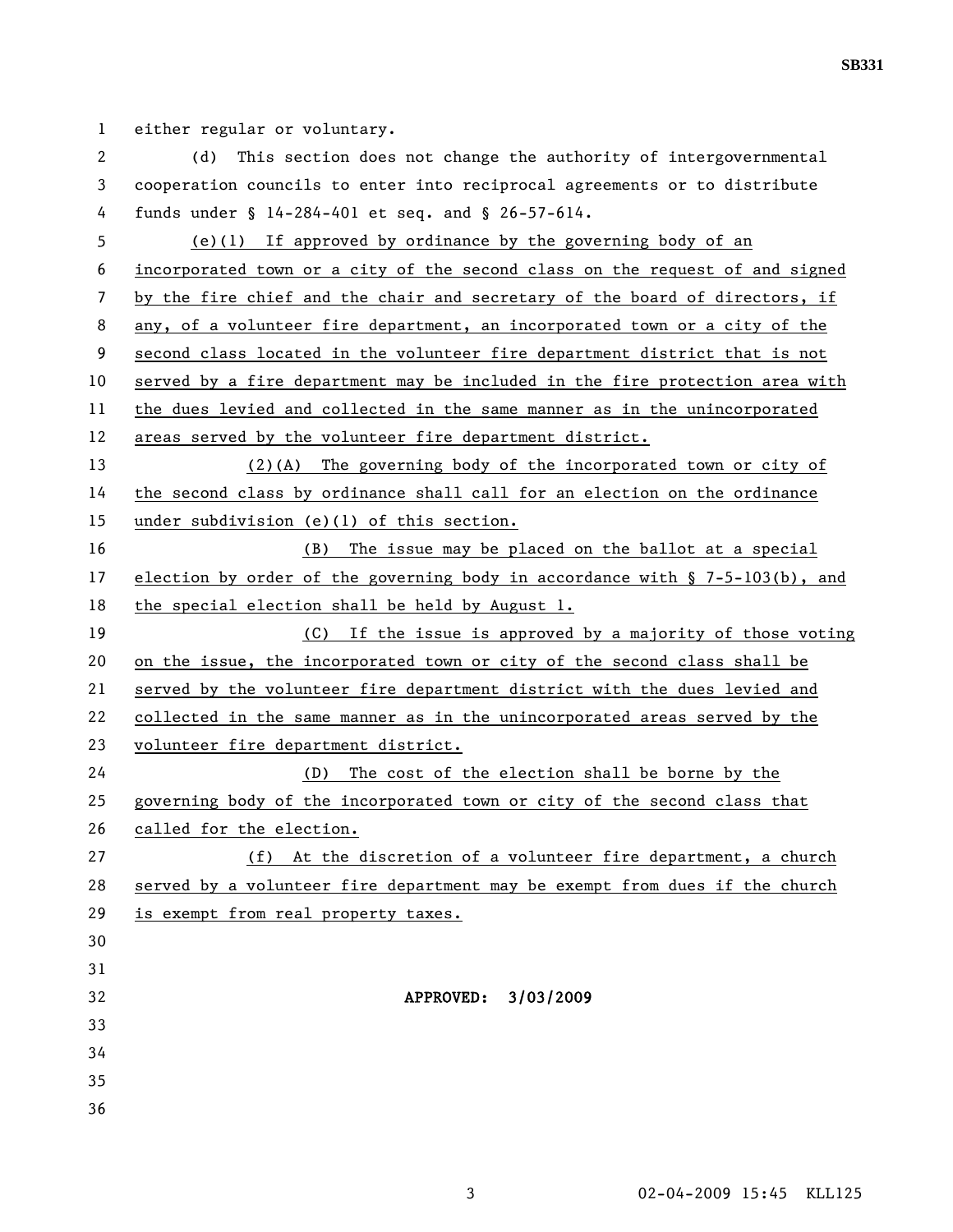either regular or voluntary.

(d) This section does not change the authority of intergovernmental cooperation councils to enter into reciprocal agreements or to distribute funds under § 14-284-401 et seq. and § 26-57-614.

(e)(1) If approved by ordinance by the governing body of an incorporated town or a city of the second class on the request of and signed by the fire chief and the chair and secretary of the board of directors, if any, of a volunteer fire department, an incorporated town or a city of the second class located in the volunteer fire department district that is not served by a fire department may be included in the fire protection area with the dues levied and collected in the same manner as in the unincorporated areas served by the volunteer fire department district.

(2)(A) The governing body of the incorporated town or city of the second class by ordinance shall call for an election on the ordinance under subdivision (e)(1) of this section.

(B) The issue may be placed on the ballot at a special election by order of the governing body in accordance with § 7-5-103(b), and the special election shall be held by August 1.

(C) If the issue is approved by a majority of those voting on the issue, the incorporated town or city of the second class shall be served by the volunteer fire department district with the dues levied and collected in the same manner as in the unincorporated areas served by the volunteer fire department district.

(D) The cost of the election shall be borne by the governing body of the incorporated town or city of the second class that called for the election.

(f) At the discretion of a volunteer fire department, a church served by a volunteer fire department may be exempt from dues if the church is exempt from real property taxes.

**APPROVED: 3/03/2009**